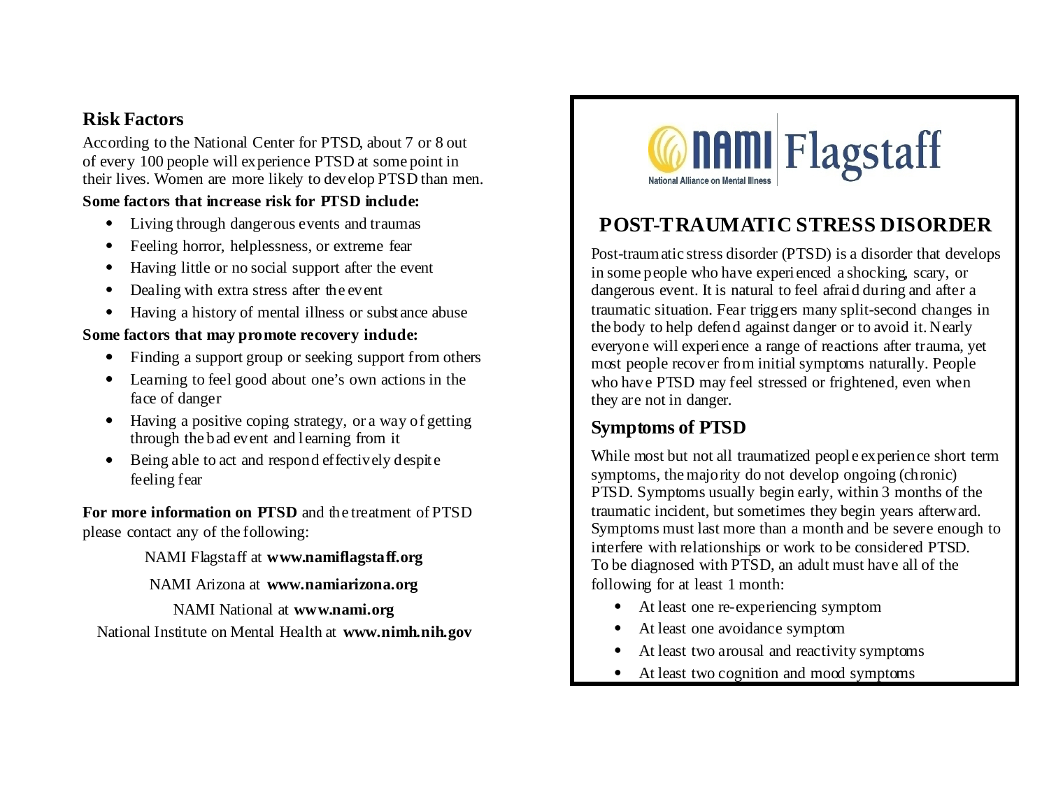## Risk Factors

According to the National Center for PTSD, about 7 or 8 out of every 100 people will experience PTSD at some point in their lives. Women are more likely to develop PTSD than men.

**Some factors that increase risk for PTSD include:**

- Living through dangerous events and traumas
- Feeling horror, helplessness, or extreme fear
- Having little or no social support after the event
- Dealing with extra stress after the event
- Having a history of mental illness or substance abuse

**Some factors that may promote recovery include:**

- Finding a support group or seeking support from others
- Learning to feel good about one's own actions in the face of danger
- Having a positive coping strategy, or a way of getting through the bad event and learning from it
- Being able to act and respond effectively despite feeling fear

**For more information on PTSD** and the treatment of PTSD please contact any of the following:

NAMI Flagstaff at **www.namiflagstaff.org**

NAMI Arizona at **www.namiarizona.org**

NAMI National at **www.nami.org**

National Institute on Mental Health at **www.nimh.nih.gov**

NAMI Flagstaff
National Alliance on Mental Illness

# POST-TRAUMATIC STRESS DISORDER

Post-traumatic stress disorder (PTSD) is a disorder that develops in some people who have experienced a shocking, scary, or dangerous event. It is natural to feel afraid during and after a traumatic situation. Fear triggers many split-second changes in the body to help defend against danger or to avoid it. Nearly everyone will experience a range of reactions after trauma, yet most people recover from initial symptoms naturally. People who have PTSD may feel stressed or frightened, even when they are not in danger.

## Symptoms of PTSD

While most but not all traumatized people experience short term symptoms, the majority do not develop ongoing (chronic) PTSD. Symptoms usually begin early, within 3 months of the traumatic incident, but sometimes they begin years afterward. Symptoms must last more than a month and be severe enough to interfere with relationships or work to be considered PTSD. To be diagnosed with PTSD, an adult must have all of the following for at least 1 month:

- At least one re-experiencing symptom
- At least one avoidance symptom
- At least two arousal and reactivity symptoms
- At least two cognition and mood symptoms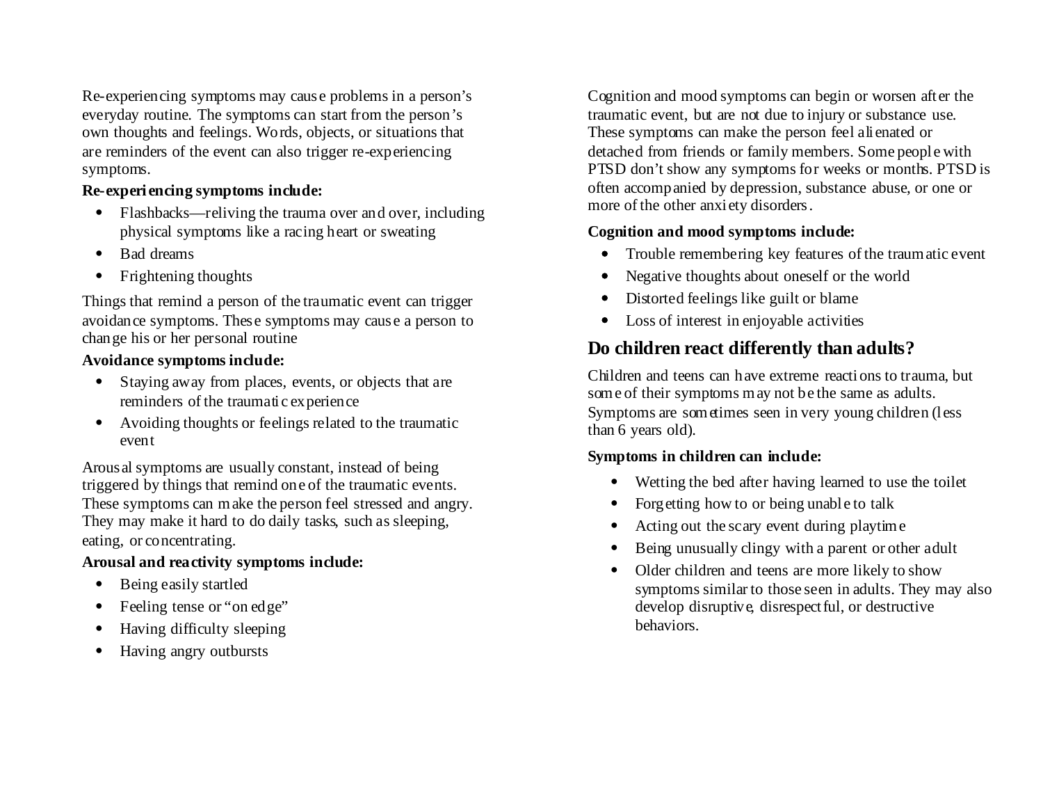Re-experiencing symptoms may cause problems in a person's everyday routine. The symptoms can start from the person's own thoughts and feelings. Words, objects, or situations that are reminders of the event can also trigger re-experiencing symptoms.

**Re-experiencing symptoms include:**

- Flashbacks—reliving the trauma over and over, including physical symptoms like a racing heart or sweating
- Bad dreams
- Frightening thoughts

Things that remind a person of the traumatic event can trigger avoidance symptoms. These symptoms may cause a person to change his or her personal routine

**Avoidance symptoms include:**

- Staying away from places, events, or objects that are reminders of the traumatic experience
- Avoiding thoughts or feelings related to the traumatic event

Arousal symptoms are usually constant, instead of being triggered by things that remind one of the traumatic events. These symptoms can make the person feel stressed and angry. They may make it hard to do daily tasks, such as sleeping, eating, or concentrating.

**Arousal and reactivity symptoms include:**

- Being easily startled
- Feeling tense or "on edge"
- Having difficulty sleeping
- Having angry outbursts

Cognition and mood symptoms can begin or worsen after the traumatic event, but are not due to injury or substance use. These symptoms can make the person feel alienated or detached from friends or family members. Some people with PTSD don't show any symptoms for weeks or months. PTSD is often accompanied by depression, substance abuse, or one or more of the other anxiety disorders.

**Cognition and mood symptoms include:**

- Trouble remembering key features of the traumatic event
- Negative thoughts about oneself or the world
- Distorted feelings like guilt or blame
- Loss of interest in enjoyable activities

## Do children react differently than adults?

Children and teens can have extreme reactions to trauma, but some of their symptoms may not be the same as adults. Symptoms are sometimes seen in very young children (less than 6 years old).

**Symptoms in children can include:**

- Wetting the bed after having learned to use the toilet
- Forgetting how to or being unable to talk
- Acting out the scary event during playtime
- Being unusually clingy with a parent or other adult
- Older children and teens are more likely to show symptoms similar to those seen in adults. They may also develop disruptive, disrespectful, or destructive behaviors.